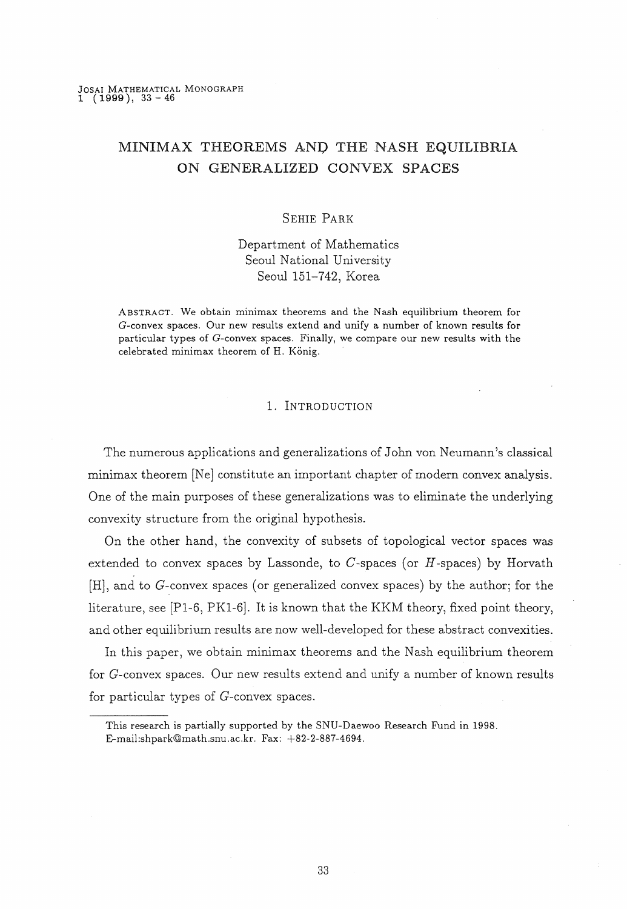# MINIMAX THEOREMS AND THE NASH EQUILIBRIA ON GENERALIZED CONVEX SPACES

SEHIE PARK

Department of Mathematics
Seoul National University
Seoul 151–742, Korea

ABSTRACT. We obtain minimax theorems and the Nash equilibrium theorem for $G$-convex spaces. Our new results extend and unify a number of known results for particular types of $G$-convex spaces. Finally, we compare our new results with the celebrated minimax theorem of H. König.

## 1. INTRODUCTION

The numerous applications and generalizations of John von Neumann's classical minimax theorem [Ne] constitute an important chapter of modern convex analysis. One of the main purposes of these generalizations was to eliminate the underlying convexity structure from the original hypothesis.

On the other hand, the convexity of subsets of topological vector spaces was extended to convex spaces by Lassonde, to $C$-spaces (or $H$-spaces) by Horvath [H], and to $G$-convex spaces (or generalized convex spaces) by the author; for the literature, see [P1-6, PK1-6]. It is known that the KKM theory, fixed point theory, and other equilibrium results are now well-developed for these abstract convexities.

In this paper, we obtain minimax theorems and the Nash equilibrium theorem for $G$-convex spaces. Our new results extend and unify a number of known results for particular types of $G$-convex spaces.

---

This research is partially supported by the SNU-Daewoo Research Fund in 1998.
E-mail:shpark@math.snu.ac.kr. Fax: +82-2-887-4694.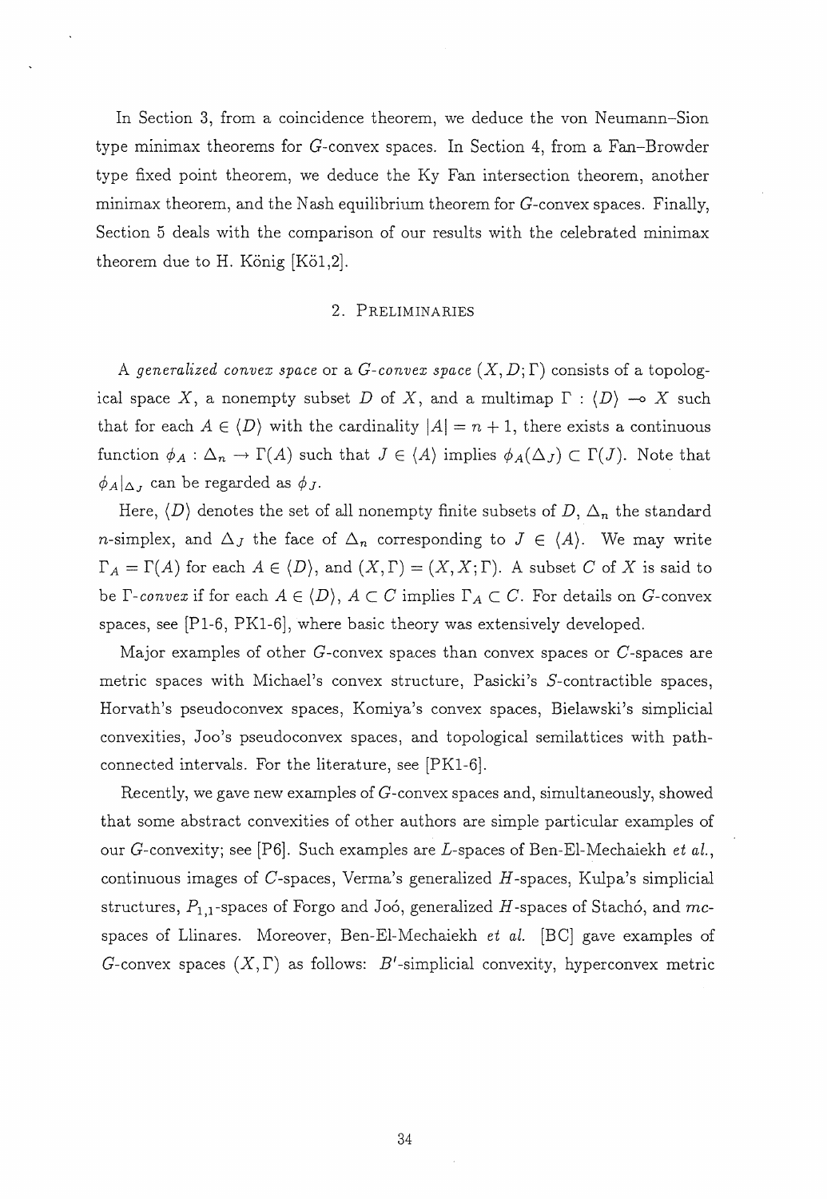In Section 3, from a coincidence theorem, we deduce the von Neumann–Sion type minimax theorems for $G$-convex spaces. In Section 4, from a Fan–Browder type fixed point theorem, we deduce the Ky Fan intersection theorem, another minimax theorem, and the Nash equilibrium theorem for $G$-convex spaces. Finally, Section 5 deals with the comparison of our results with the celebrated minimax theorem due to H. König [Kö1,2].

## 2. Preliminaries

A *generalized convex space* or a *G-convex space* $(X, D; \Gamma)$ consists of a topological space $X$, a nonempty subset $D$ of $X$, and a multimap $\Gamma : \langle D \rangle \multimap X$ such that for each $A \in \langle D \rangle$ with the cardinality $|A| = n + 1$, there exists a continuous function $\phi_A : \Delta_n \to \Gamma(A)$ such that $J \in \langle A \rangle$ implies $\phi_A(\Delta_J) \subset \Gamma(J)$. Note that $\phi_A|_{\Delta_J}$ can be regarded as $\phi_J$.

Here, $\langle D \rangle$ denotes the set of all nonempty finite subsets of $D$, $\Delta_n$ the standard $n$-simplex, and $\Delta_J$ the face of $\Delta_n$ corresponding to $J \in \langle A \rangle$. We may write $\Gamma_A = \Gamma(A)$ for each $A \in \langle D \rangle$, and $(X, \Gamma) = (X, X; \Gamma)$. A subset $C$ of $X$ is said to be *Γ-convex* if for each $A \in \langle D \rangle$, $A \subset C$ implies $\Gamma_A \subset C$. For details on $G$-convex spaces, see [P1-6, PK1-6], where basic theory was extensively developed.

Major examples of other $G$-convex spaces than convex spaces or $C$-spaces are metric spaces with Michael's convex structure, Pasicki's $S$-contractible spaces, Horvath's pseudoconvex spaces, Komiya's convex spaces, Bielawski's simplicial convexities, Joo's pseudoconvex spaces, and topological semilattices with path-connected intervals. For the literature, see [PK1-6].

Recently, we gave new examples of $G$-convex spaces and, simultaneously, showed that some abstract convexities of other authors are simple particular examples of our $G$-convexity; see [P6]. Such examples are $L$-spaces of Ben-El-Mechaiekh *et al.*, continuous images of $C$-spaces, Verma's generalized $H$-spaces, Kulpa's simplicial structures, $P_{1,1}$-spaces of Forgo and Joó, generalized $H$-spaces of Stachó, and *mc*-spaces of Llinares. Moreover, Ben-El-Mechaiekh *et al.* [BC] gave examples of $G$-convex spaces $(X, \Gamma)$ as follows: $B'$-simplicial convexity, hyperconvex metric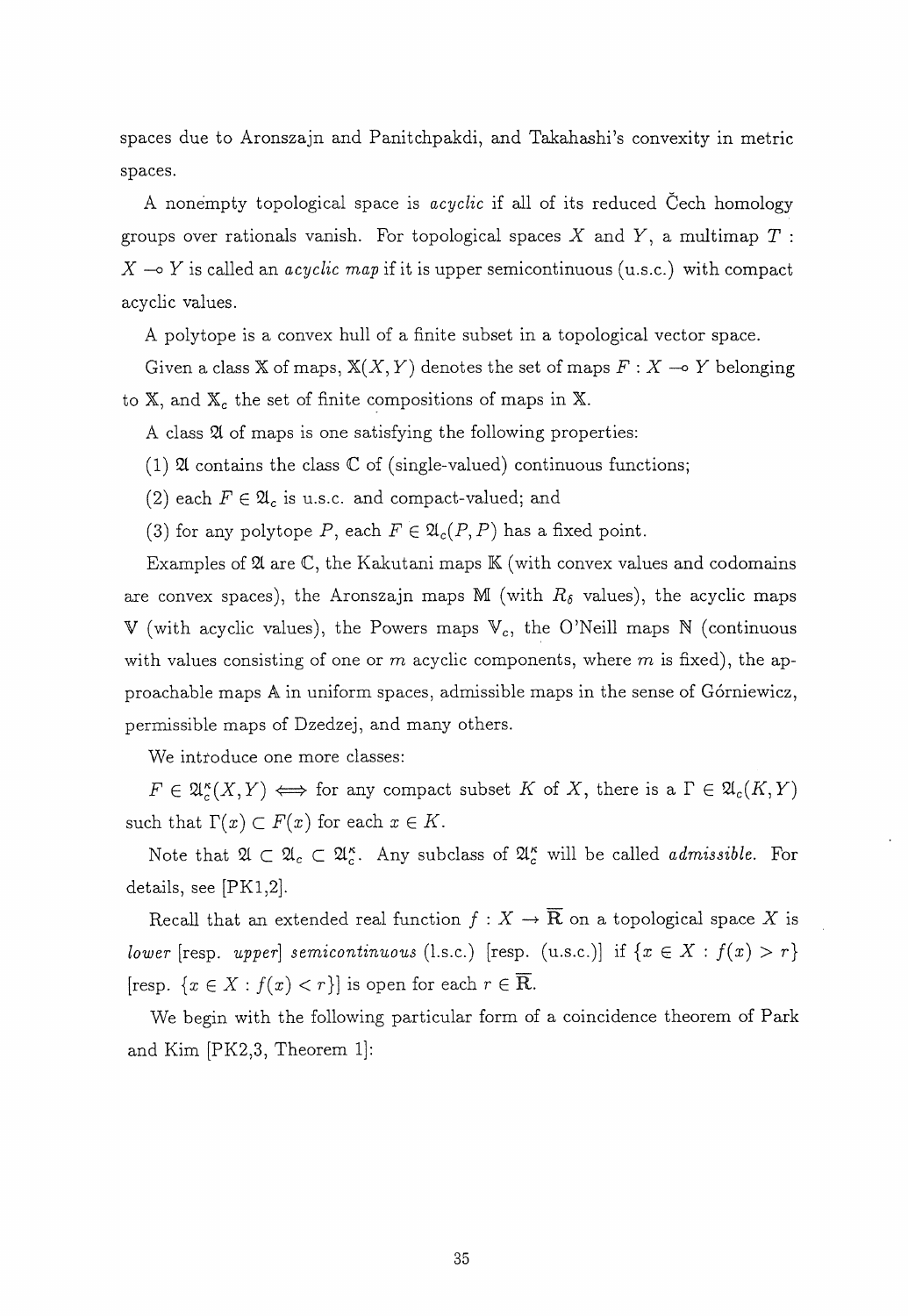spaces due to Aronszajn and Panitchpakdi, and Takahashi's convexity in metric spaces.

A nonempty topological space is *acyclic* if all of its reduced Čech homology groups over rationals vanish. For topological spaces $X$ and $Y$, a multimap $T : X \multimap Y$ is called an *acyclic map* if it is upper semicontinuous (u.s.c.) with compact acyclic values.

A polytope is a convex hull of a finite subset in a topological vector space.

Given a class $\mathbb{X}$ of maps, $\mathbb{X}(X,Y)$ denotes the set of maps $F : X \multimap Y$ belonging to $\mathbb{X}$, and $\mathbb{X}_c$ the set of finite compositions of maps in $\mathbb{X}$.

A class $\mathfrak{A}$ of maps is one satisfying the following properties:

(1) $\mathfrak{A}$ contains the class $\mathbb{C}$ of (single-valued) continuous functions;

(2) each $F \in \mathfrak{A}_c$ is u.s.c. and compact-valued; and

(3) for any polytope $P$, each $F \in \mathfrak{A}_c(P,P)$ has a fixed point.

Examples of $\mathfrak{A}$ are $\mathbb{C}$, the Kakutani maps $\mathbb{K}$ (with convex values and codomains are convex spaces), the Aronszajn maps $\mathbb{M}$ (with $R_\delta$ values), the acyclic maps $\mathbb{V}$ (with acyclic values), the Powers maps $\mathbb{V}_c$, the O'Neill maps $\mathbb{N}$ (continuous with values consisting of one or $m$ acyclic components, where $m$ is fixed), the approachable maps $\mathbb{A}$ in uniform spaces, admissible maps in the sense of Górniewicz, permissible maps of Dzedzej, and many others.

We introduce one more classes:

$F \in \mathfrak{A}_c^\kappa(X,Y) \iff$ for any compact subset $K$ of $X$, there is a $\Gamma \in \mathfrak{A}_c(K,Y)$ such that $\Gamma(x) \subset F(x)$ for each $x \in K$.

Note that $\mathfrak{A} \subset \mathfrak{A}_c \subset \mathfrak{A}_c^\kappa$. Any subclass of $\mathfrak{A}_c^\kappa$ will be called *admissible*. For details, see [PK1,2].

Recall that an extended real function $f : X \to \overline{\mathbf{R}}$ on a topological space $X$ is *lower* [resp. *upper*] *semicontinuous* (l.s.c.) [resp. (u.s.c.)] if $\{x \in X : f(x) > r\}$ [resp. $\{x \in X : f(x) < r\}$] is open for each $r \in \overline{\mathbf{R}}$.

We begin with the following particular form of a coincidence theorem of Park and Kim [PK2,3, Theorem 1]: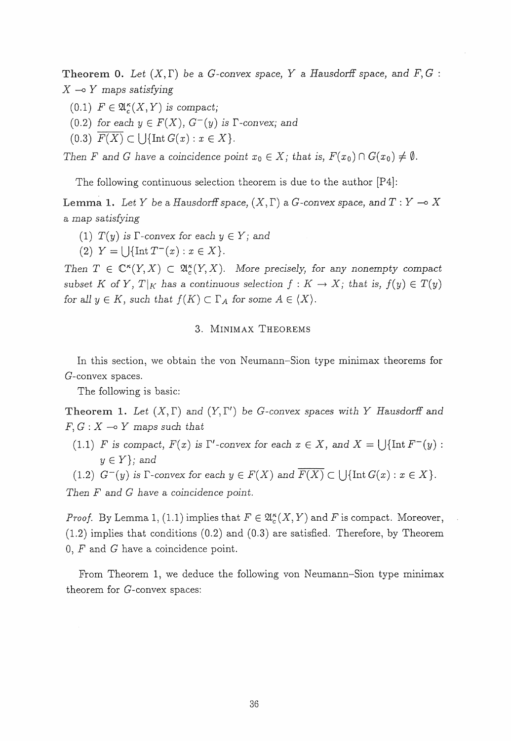**Theorem 0.** *Let $(X, \Gamma)$ be a G-convex space, $Y$ a Hausdorff space, and $F, G : X \multimap Y$ maps satisfying*

(0.1) *$F \in \mathfrak{A}_c^\kappa(X, Y)$ is compact;*

(0.2) *for each $y \in F(X)$, $G^-(y)$ is $\Gamma$-convex; and*

(0.3) *$\overline{F(X)} \subset \bigcup\{\operatorname{Int} G(x) : x \in X\}$.*

*Then $F$ and $G$ have a coincidence point $x_0 \in X$; that is, $F(x_0) \cap G(x_0) \neq \emptyset$.*

The following continuous selection theorem is due to the author [P4]:

**Lemma 1.** *Let $Y$ be a Hausdorff space, $(X, \Gamma)$ a G-convex space, and $T : Y \multimap X$ a map satisfying*

(1) *$T(y)$ is $\Gamma$-convex for each $y \in Y$; and*

(2) *$Y = \bigcup\{\operatorname{Int} T^-(x) : x \in X\}$.*

*Then $T \in \mathfrak{C}^\kappa(Y, X) \subset \mathfrak{A}_c^\kappa(Y, X)$. More precisely, for any nonempty compact subset $K$ of $Y$, $T|_K$ has a continuous selection $f : K \to X$; that is, $f(y) \in T(y)$ for all $y \in K$, such that $f(K) \subset \Gamma_A$ for some $A \in \langle X \rangle$.*

## 3. Minimax Theorems

In this section, we obtain the von Neumann–Sion type minimax theorems for $G$-convex spaces.

The following is basic:

**Theorem 1.** *Let $(X, \Gamma)$ and $(Y, \Gamma')$ be G-convex spaces with $Y$ Hausdorff and $F, G : X \multimap Y$ maps such that*

(1.1) *$F$ is compact, $F(x)$ is $\Gamma'$-convex for each $x \in X$, and $X = \bigcup\{\operatorname{Int} F^-(y) : y \in Y\}$; and*

(1.2) *$G^-(y)$ is $\Gamma$-convex for each $y \in F(X)$ and $\overline{F(X)} \subset \bigcup\{\operatorname{Int} G(x) : x \in X\}$.*

*Then $F$ and $G$ have a coincidence point.*

*Proof.* By Lemma 1, (1.1) implies that $F \in \mathfrak{A}_c^\kappa(X, Y)$ and $F$ is compact. Moreover, (1.2) implies that conditions (0.2) and (0.3) are satisfied. Therefore, by Theorem 0, $F$ and $G$ have a coincidence point.

From Theorem 1, we deduce the following von Neumann–Sion type minimax theorem for $G$-convex spaces: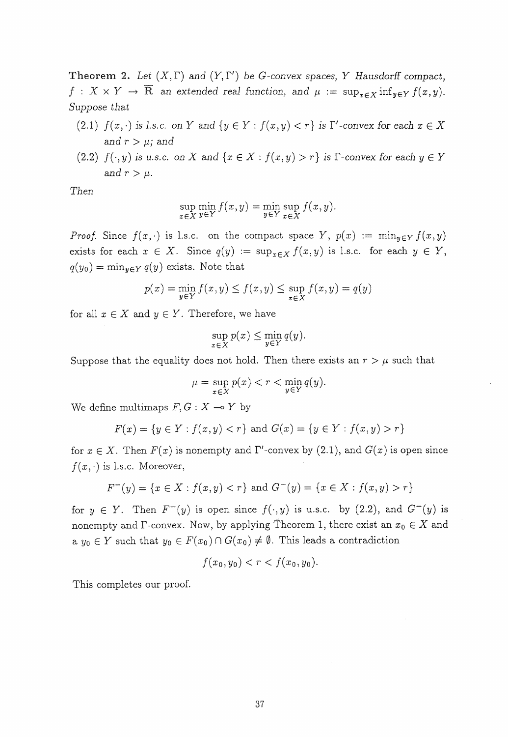**Theorem 2.** *Let $(X, \Gamma)$ and $(Y, \Gamma')$ be G-convex spaces, $Y$ Hausdorff compact, $f : X \times Y \to \overline{\mathbf{R}}$ an extended real function, and $\mu := \sup_{x \in X} \inf_{y \in Y} f(x, y)$. Suppose that*

(2.1) *$f(x, \cdot)$ is l.s.c. on $Y$ and $\{y \in Y : f(x, y) < r\}$ is $\Gamma'$-convex for each $x \in X$ and $r > \mu$; and*

(2.2) *$f(\cdot, y)$ is u.s.c. on $X$ and $\{x \in X : f(x, y) > r\}$ is $\Gamma$-convex for each $y \in Y$ and $r > \mu$.*

*Then*

$$\sup_{x \in X} \min_{y \in Y} f(x, y) = \min_{y \in Y} \sup_{x \in X} f(x, y).$$

*Proof.* Since $f(x, \cdot)$ is l.s.c. on the compact space $Y$, $p(x) := \min_{y \in Y} f(x, y)$ exists for each $x \in X$. Since $q(y) := \sup_{x \in X} f(x, y)$ is l.s.c. for each $y \in Y$, $q(y_0) = \min_{y \in Y} q(y)$ exists. Note that

$$p(x) = \min_{y \in Y} f(x, y) \leq f(x, y) \leq \sup_{x \in X} f(x, y) = q(y)$$

for all $x \in X$ and $y \in Y$. Therefore, we have

$$\sup_{x \in X} p(x) \leq \min_{y \in Y} q(y).$$

Suppose that the equality does not hold. Then there exists an $r > \mu$ such that

$$\mu = \sup_{x \in X} p(x) < r < \min_{y \in Y} q(y).$$

We define multimaps $F, G : X \multimap Y$ by

$$F(x) = \{y \in Y : f(x, y) < r\} \text{ and } G(x) = \{y \in Y : f(x, y) > r\}$$

for $x \in X$. Then $F(x)$ is nonempty and $\Gamma'$-convex by (2.1), and $G(x)$ is open since $f(x, \cdot)$ is l.s.c. Moreover,

$$F^-(y) = \{x \in X : f(x, y) < r\} \text{ and } G^-(y) = \{x \in X : f(x, y) > r\}$$

for $y \in Y$. Then $F^-(y)$ is open since $f(\cdot, y)$ is u.s.c. by (2.2), and $G^-(y)$ is nonempty and $\Gamma$-convex. Now, by applying Theorem 1, there exist an $x_0 \in X$ and a $y_0 \in Y$ such that $y_0 \in F(x_0) \cap G(x_0) \neq \emptyset$. This leads a contradiction

$$f(x_0, y_0) < r < f(x_0, y_0).$$

This completes our proof.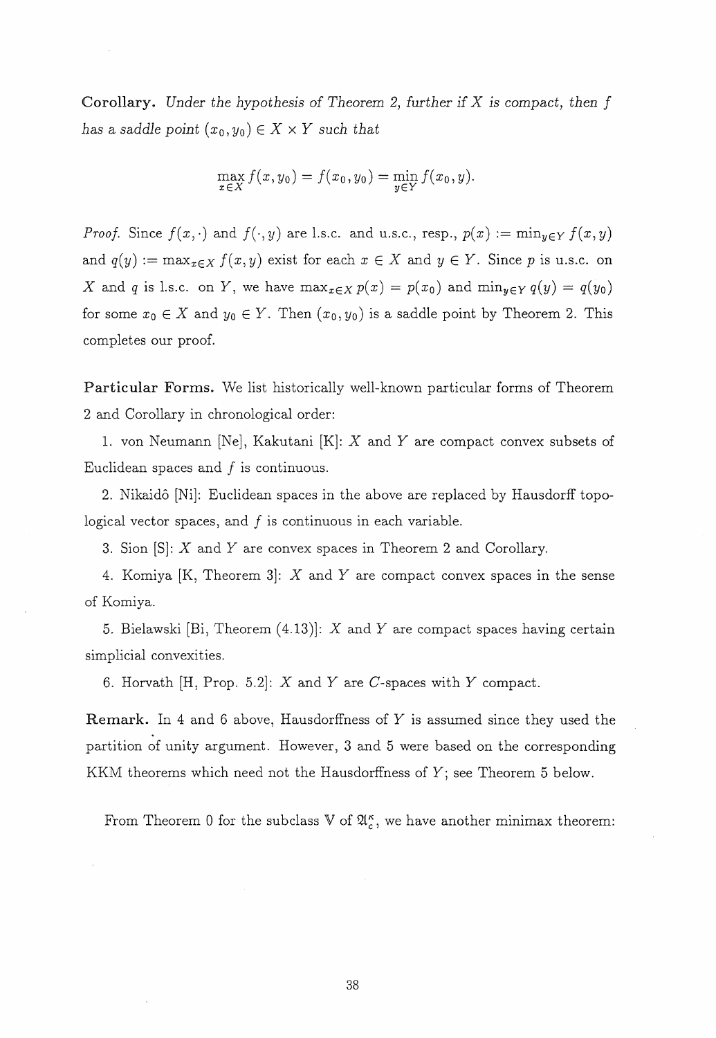**Corollary.** *Under the hypothesis of Theorem 2, further if $X$ is compact, then $f$ has a saddle point $(x_0, y_0) \in X \times Y$ such that*

$$\max_{x \in X} f(x, y_0) = f(x_0, y_0) = \min_{y \in Y} f(x_0, y).$$

*Proof.* Since $f(x, \cdot)$ and $f(\cdot, y)$ are l.s.c. and u.s.c., resp., $p(x) := \min_{y \in Y} f(x, y)$ and $q(y) := \max_{x \in X} f(x, y)$ exist for each $x \in X$ and $y \in Y$. Since $p$ is u.s.c. on $X$ and $q$ is l.s.c. on $Y$, we have $\max_{x \in X} p(x) = p(x_0)$ and $\min_{y \in Y} q(y) = q(y_0)$ for some $x_0 \in X$ and $y_0 \in Y$. Then $(x_0, y_0)$ is a saddle point by Theorem 2. This completes our proof.

**Particular Forms.** We list historically well-known particular forms of Theorem 2 and Corollary in chronological order:

1. von Neumann [Ne], Kakutani [K]: $X$ and $Y$ are compact convex subsets of Euclidean spaces and $f$ is continuous.

2. Nikaidô [Ni]: Euclidean spaces in the above are replaced by Hausdorff topological vector spaces, and $f$ is continuous in each variable.

3. Sion [S]: $X$ and $Y$ are convex spaces in Theorem 2 and Corollary.

4. Komiya [K, Theorem 3]: $X$ and $Y$ are compact convex spaces in the sense of Komiya.

5. Bielawski [Bi, Theorem (4.13)]: $X$ and $Y$ are compact spaces having certain simplicial convexities.

6. Horvath [H, Prop. 5.2]: $X$ and $Y$ are $C$-spaces with $Y$ compact.

**Remark.** In 4 and 6 above, Hausdorffness of $Y$ is assumed since they used the partition of unity argument. However, 3 and 5 were based on the corresponding KKM theorems which need not the Hausdorffness of $Y$; see Theorem 5 below.

From Theorem 0 for the subclass $\mathbb{V}$ of $\mathfrak{A}_c^\kappa$, we have another minimax theorem: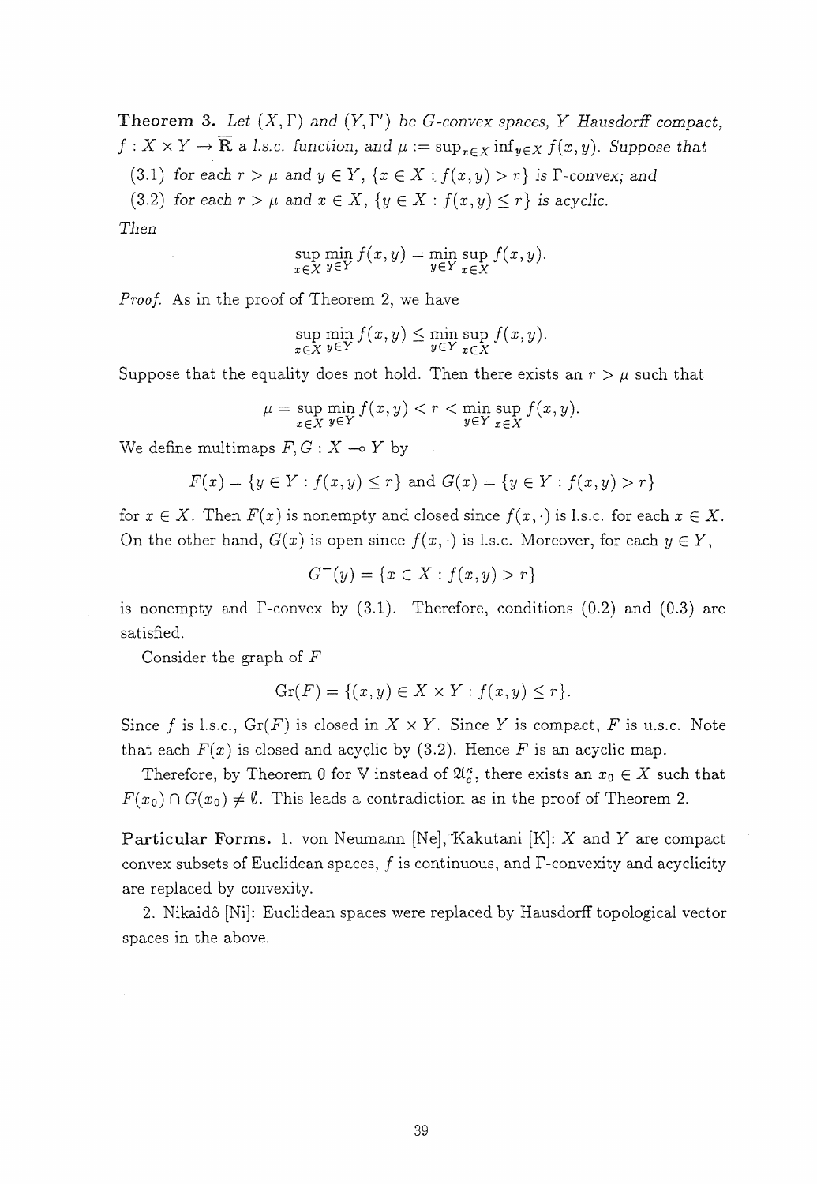**Theorem 3.** *Let $(X, \Gamma)$ and $(Y, \Gamma')$ be G-convex spaces, $Y$ Hausdorff compact, $f : X \times Y \to \overline{\mathbf{R}}$ a l.s.c. function, and $\mu := \sup_{x \in X} \inf_{y \in X} f(x, y)$. Suppose that*

(3.1) *for each $r > \mu$ and $y \in Y$, $\{x \in X : f(x, y) > r\}$ is $\Gamma$-convex; and*

(3.2) *for each $r > \mu$ and $x \in X$, $\{y \in X : f(x, y) \leq r\}$ is acyclic.*

*Then*

$$\sup_{x \in X} \min_{y \in Y} f(x, y) = \min_{y \in Y} \sup_{x \in X} f(x, y).$$

*Proof.* As in the proof of Theorem 2, we have

$$\sup_{x \in X} \min_{y \in Y} f(x, y) \leq \min_{y \in Y} \sup_{x \in X} f(x, y).$$

Suppose that the equality does not hold. Then there exists an $r > \mu$ such that

$$\mu = \sup_{x \in X} \min_{y \in Y} f(x, y) < r < \min_{y \in Y} \sup_{x \in X} f(x, y).$$

We define multimaps $F, G : X \multimap Y$ by

$$F(x) = \{y \in Y : f(x, y) \leq r\} \text{ and } G(x) = \{y \in Y : f(x, y) > r\}$$

for $x \in X$. Then $F(x)$ is nonempty and closed since $f(x, \cdot)$ is l.s.c. for each $x \in X$. On the other hand, $G(x)$ is open since $f(x, \cdot)$ is l.s.c. Moreover, for each $y \in Y$,

$$G^{-}(y) = \{x \in X : f(x, y) > r\}$$

is nonempty and $\Gamma$-convex by (3.1). Therefore, conditions (0.2) and (0.3) are satisfied.

Consider the graph of $F$

$$\mathrm{Gr}(F) = \{(x, y) \in X \times Y : f(x, y) \leq r\}.$$

Since $f$ is l.s.c., $\mathrm{Gr}(F)$ is closed in $X \times Y$. Since $Y$ is compact, $F$ is u.s.c. Note that each $F(x)$ is closed and acyclic by (3.2). Hence $F$ is an acyclic map.

Therefore, by Theorem 0 for $\mathbb{V}$ instead of $\mathfrak{A}_c^{\kappa}$, there exists an $x_0 \in X$ such that $F(x_0) \cap G(x_0) \neq \emptyset$. This leads a contradiction as in the proof of Theorem 2.

**Particular Forms.** 1. von Neumann [Ne], Kakutani [K]: $X$ and $Y$ are compact convex subsets of Euclidean spaces, $f$ is continuous, and $\Gamma$-convexity and acyclicity are replaced by convexity.

2. Nikaidô [Ni]: Euclidean spaces were replaced by Hausdorff topological vector spaces in the above.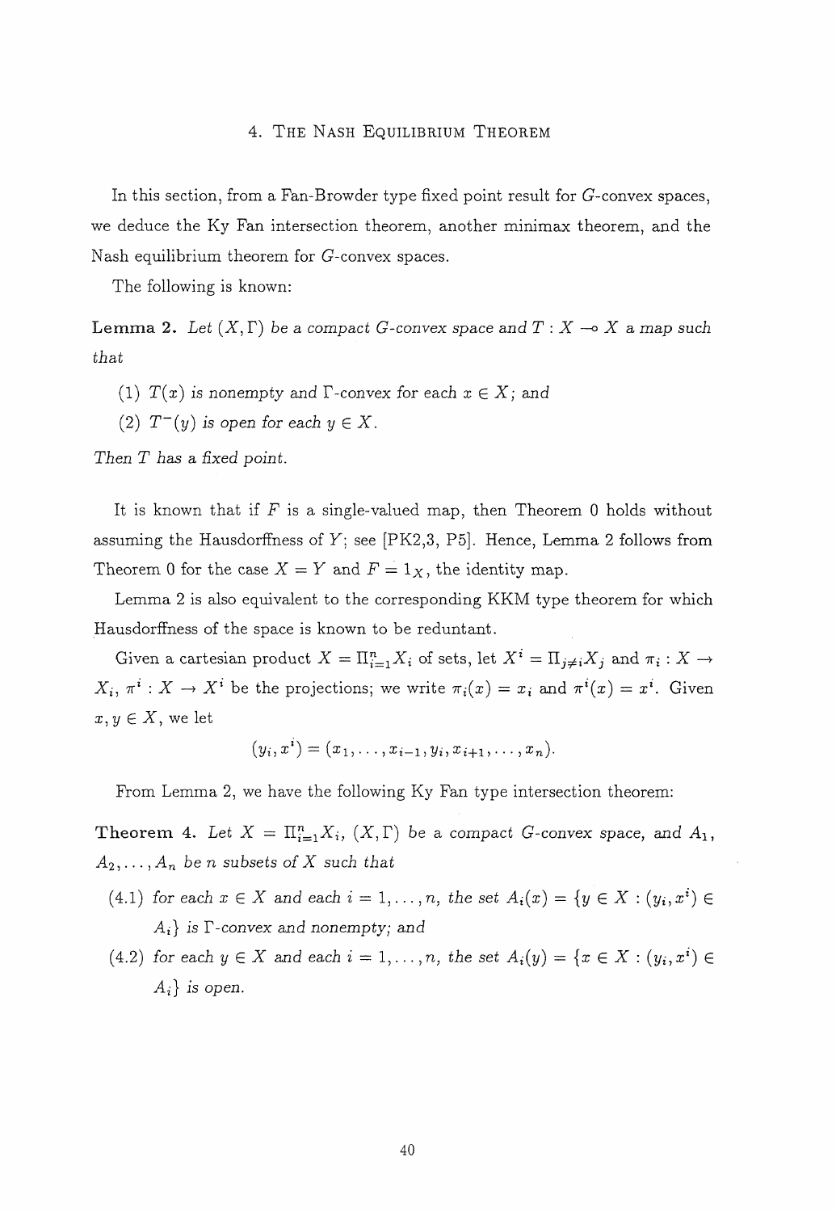## 4. The Nash Equilibrium Theorem

In this section, from a Fan-Browder type fixed point result for $G$-convex spaces, we deduce the Ky Fan intersection theorem, another minimax theorem, and the Nash equilibrium theorem for $G$-convex spaces.

The following is known:

**Lemma 2.** *Let $(X, \Gamma)$ be a compact $G$-convex space and $T : X \multimap X$ a map such that*

*(1) $T(x)$ is nonempty and $\Gamma$-convex for each $x \in X$; and*

*(2) $T^{-}(y)$ is open for each $y \in X$.*

*Then $T$ has a fixed point.*

It is known that if $F$ is a single-valued map, then Theorem 0 holds without assuming the Hausdorffness of $Y$; see [PK2,3, P5]. Hence, Lemma 2 follows from Theorem 0 for the case $X = Y$ and $F = 1_X$, the identity map.

Lemma 2 is also equivalent to the corresponding KKM type theorem for which Hausdorffness of the space is known to be reduntant.

Given a cartesian product $X = \Pi_{i=1}^{n} X_i$ of sets, let $X^i = \Pi_{j \neq i} X_j$ and $\pi_i : X \to X_i$, $\pi^i : X \to X^i$ be the projections; we write $\pi_i(x) = x_i$ and $\pi^i(x) = x^i$. Given $x, y \in X$, we let

$$(y_i, x^i) = (x_1, \ldots, x_{i-1}, y_i, x_{i+1}, \ldots, x_n).$$

From Lemma 2, we have the following Ky Fan type intersection theorem:

**Theorem 4.** *Let $X = \Pi_{i=1}^{n} X_i$, $(X, \Gamma)$ be a compact $G$-convex space, and $A_1$, $A_2, \ldots, A_n$ be $n$ subsets of $X$ such that*

*(4.1) for each $x \in X$ and each $i = 1, \ldots, n$, the set $A_i(x) = \{y \in X : (y_i, x^i) \in A_i\}$ is $\Gamma$-convex and nonempty; and*

*(4.2) for each $y \in X$ and each $i = 1, \ldots, n$, the set $A_i(y) = \{x \in X : (y_i, x^i) \in A_i\}$ is open.*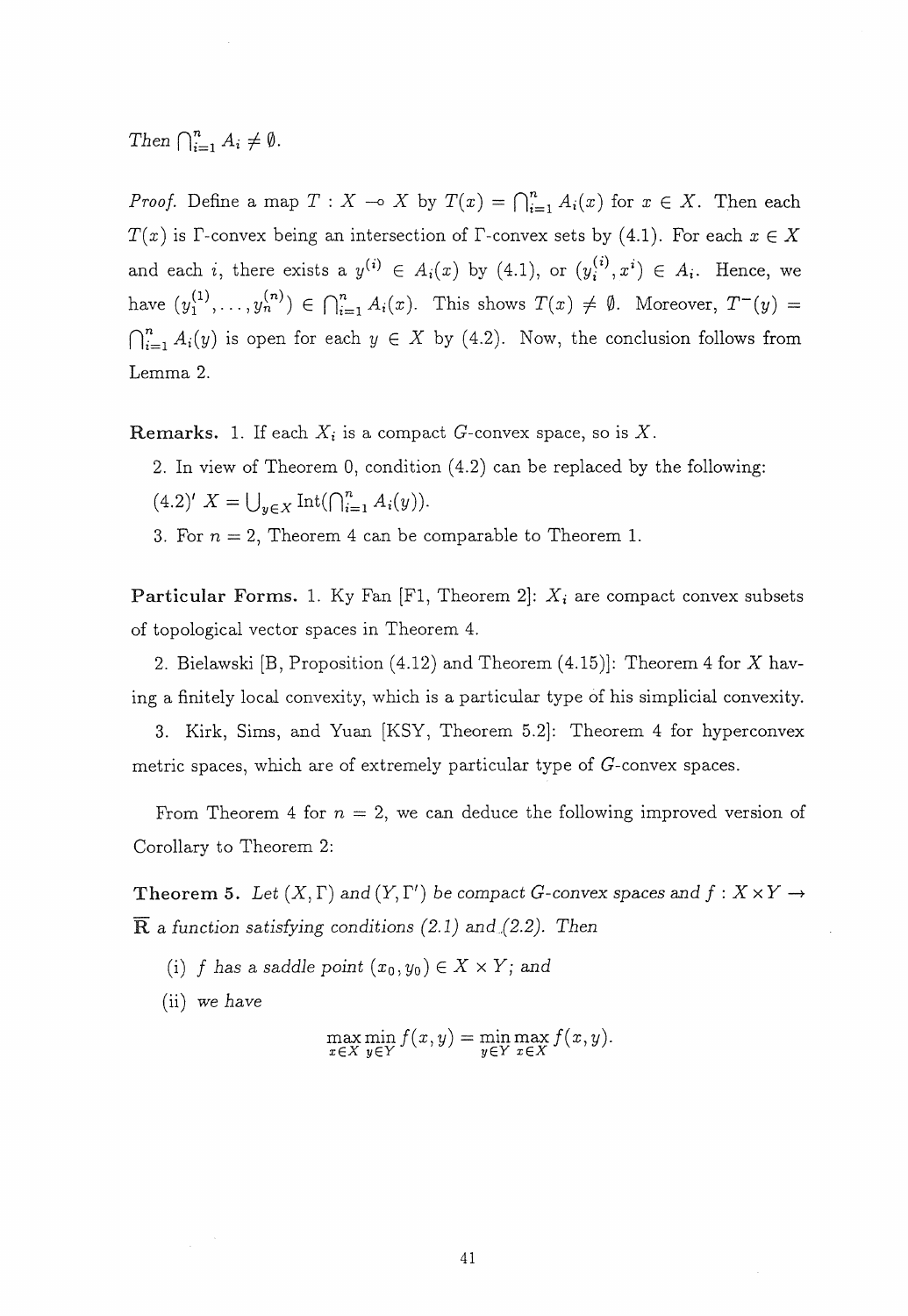*Then* $\bigcap_{i=1}^n A_i \neq \emptyset$.

*Proof.* Define a map $T : X \multimap X$ by $T(x) = \bigcap_{i=1}^n A_i(x)$ for $x \in X$. Then each $T(x)$ is $\Gamma$-convex being an intersection of $\Gamma$-convex sets by (4.1). For each $x \in X$ and each $i$, there exists a $y^{(i)} \in A_i(x)$ by (4.1), or $(y_i^{(i)}, x^i) \in A_i$. Hence, we have $(y_1^{(1)}, \ldots, y_n^{(n)}) \in \bigcap_{i=1}^n A_i(x)$. This shows $T(x) \neq \emptyset$. Moreover, $T^-(y) = \bigcap_{i=1}^n A_i(y)$ is open for each $y \in X$ by (4.2). Now, the conclusion follows from Lemma 2.

**Remarks.** 1. If each $X_i$ is a compact $G$-convex space, so is $X$.

2. In view of Theorem 0, condition (4.2) can be replaced by the following:

(4.2)′ $X = \bigcup_{y \in X} \text{Int}(\bigcap_{i=1}^n A_i(y))$.

3. For $n = 2$, Theorem 4 can be comparable to Theorem 1.

**Particular Forms.** 1. Ky Fan [F1, Theorem 2]: $X_i$ are compact convex subsets of topological vector spaces in Theorem 4.

2. Bielawski [B, Proposition (4.12) and Theorem (4.15)]: Theorem 4 for $X$ having a finitely local convexity, which is a particular type of his simplicial convexity.

3. Kirk, Sims, and Yuan [KSY, Theorem 5.2]: Theorem 4 for hyperconvex metric spaces, which are of extremely particular type of $G$-convex spaces.

From Theorem 4 for $n = 2$, we can deduce the following improved version of Corollary to Theorem 2:

**Theorem 5.** *Let* $(X, \Gamma)$ *and* $(Y, \Gamma')$ *be compact* $G$*-convex spaces and* $f : X \times Y \to \overline{\mathbf{R}}$ *a function satisfying conditions (2.1) and (2.2). Then*

(i) $f$ *has a saddle point* $(x_0, y_0) \in X \times Y$*; and*

(ii) *we have*

$$\max_{x \in X} \min_{y \in Y} f(x, y) = \min_{y \in Y} \max_{x \in X} f(x, y).$$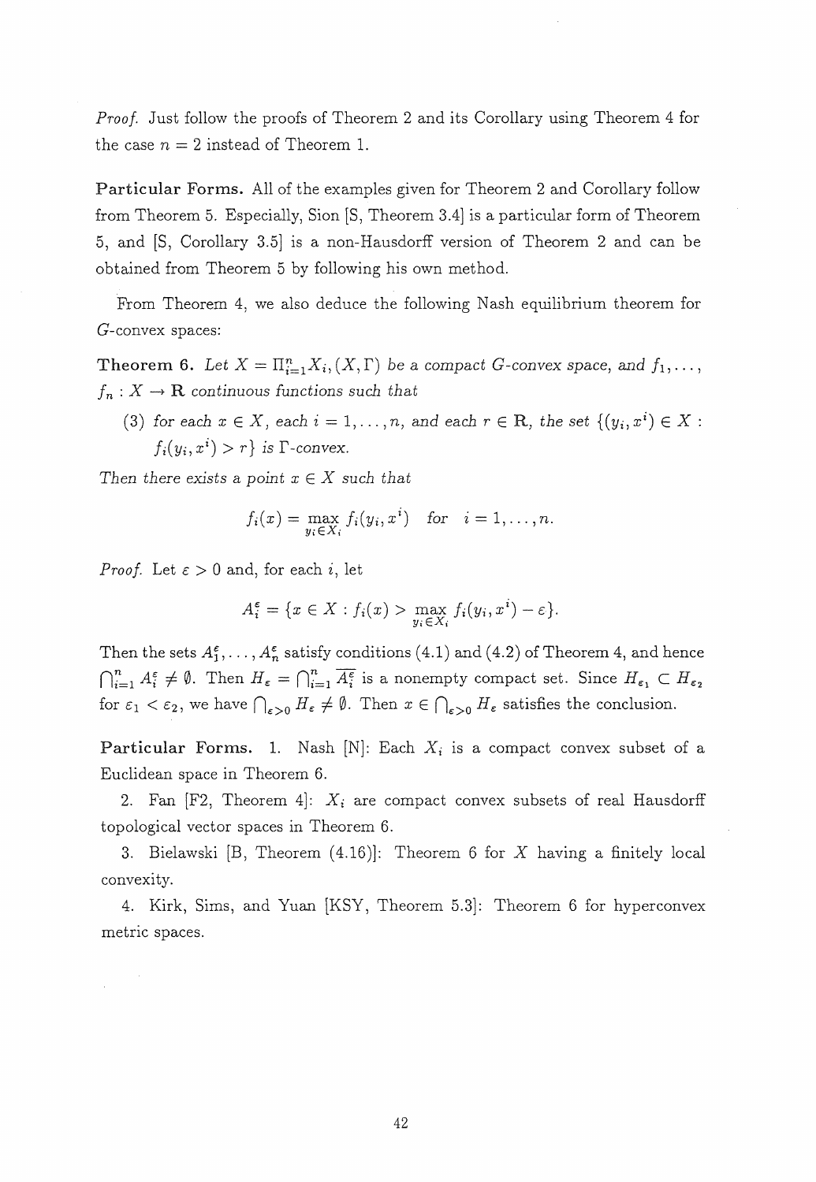*Proof.* Just follow the proofs of Theorem 2 and its Corollary using Theorem 4 for the case $n = 2$ instead of Theorem 1.

**Particular Forms.** All of the examples given for Theorem 2 and Corollary follow from Theorem 5. Especially, Sion [S, Theorem 3.4] is a particular form of Theorem 5, and [S, Corollary 3.5] is a non-Hausdorff version of Theorem 2 and can be obtained from Theorem 5 by following his own method.

From Theorem 4, we also deduce the following Nash equilibrium theorem for $G$-convex spaces:

**Theorem 6.** *Let $X = \Pi_{i=1}^n X_i, (X, \Gamma)$ be a compact $G$-convex space, and $f_1, \ldots, f_n : X \to \mathbf{R}$ continuous functions such that*

(3) *for each $x \in X$, each $i = 1, \ldots, n$, and each $r \in \mathbf{R}$, the set $\{(y_i, x^i) \in X : f_i(y_i, x^i) > r\}$ is $\Gamma$-convex.*

*Then there exists a point $x \in X$ such that*

$$f_i(x) = \max_{y_i \in X_i} f_i(y_i, x^i) \quad \text{for} \quad i = 1, \ldots, n.$$

*Proof.* Let $\varepsilon > 0$ and, for each $i$, let

$$A_i^\varepsilon = \{x \in X : f_i(x) > \max_{y_i \in X_i} f_i(y_i, x^i) - \varepsilon\}.$$

Then the sets $A_1^\varepsilon, \ldots, A_n^\varepsilon$ satisfy conditions (4.1) and (4.2) of Theorem 4, and hence $\bigcap_{i=1}^n A_i^\varepsilon \neq \emptyset$. Then $H_\varepsilon = \bigcap_{i=1}^n \overline{A_i^\varepsilon}$ is a nonempty compact set. Since $H_{\varepsilon_1} \subset H_{\varepsilon_2}$ for $\varepsilon_1 < \varepsilon_2$, we have $\bigcap_{\varepsilon > 0} H_\varepsilon \neq \emptyset$. Then $x \in \bigcap_{\varepsilon > 0} H_\varepsilon$ satisfies the conclusion.

**Particular Forms.** 1. Nash [N]: Each $X_i$ is a compact convex subset of a Euclidean space in Theorem 6.

2. Fan [F2, Theorem 4]: $X_i$ are compact convex subsets of real Hausdorff topological vector spaces in Theorem 6.

3. Bielawski [B, Theorem (4.16)]: Theorem 6 for $X$ having a finitely local convexity.

4. Kirk, Sims, and Yuan [KSY, Theorem 5.3]: Theorem 6 for hyperconvex metric spaces.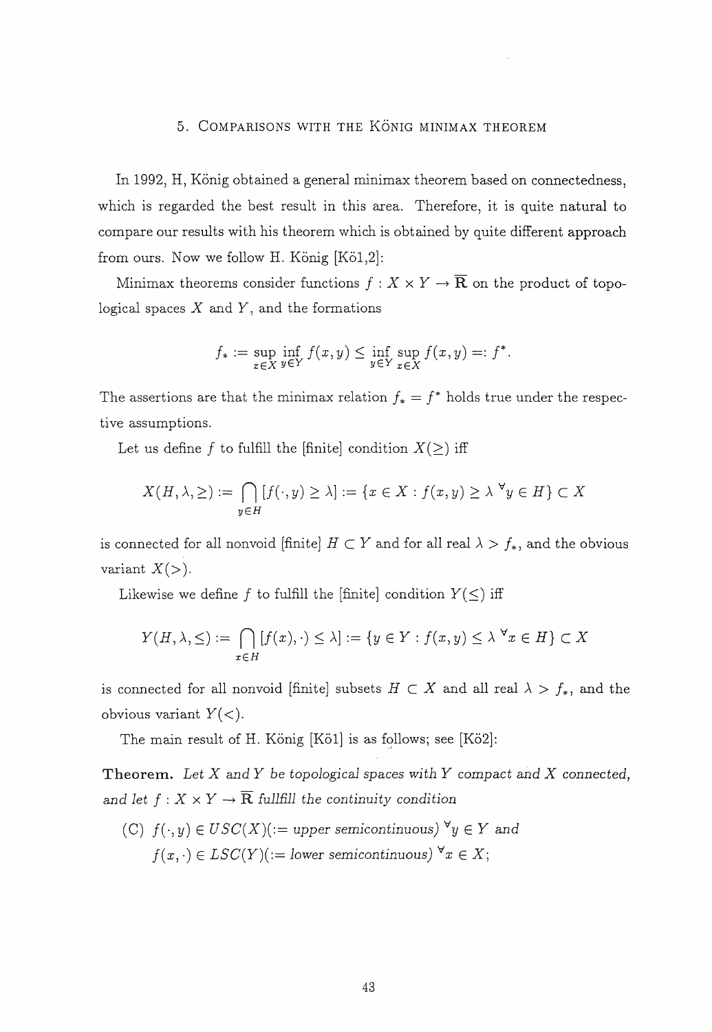## 5. Comparisons with the König minimax theorem

In 1992, H, König obtained a general minimax theorem based on connectedness, which is regarded the best result in this area. Therefore, it is quite natural to compare our results with his theorem which is obtained by quite different approach from ours. Now we follow H. König [Kö1,2]:

Minimax theorems consider functions $f : X \times Y \to \overline{\mathbf{R}}$ on the product of topological spaces $X$ and $Y$, and the formations

$$f_* := \sup_{x \in X} \inf_{y \in Y} f(x,y) \leq \inf_{y \in Y} \sup_{x \in X} f(x,y) =: f^*.$$

The assertions are that the minimax relation $f_* = f^*$ holds true under the respective assumptions.

Let us define $f$ to fulfill the [finite] condition $X(\geq)$ iff

$$X(H, \lambda, \geq) := \bigcap_{y \in H} [f(\cdot, y) \geq \lambda] := \{x \in X : f(x,y) \geq \lambda \ {}^\forall y \in H\} \subset X$$

is connected for all nonvoid [finite] $H \subset Y$ and for all real $\lambda > f_*$, and the obvious variant $X(>)$.

Likewise we define $f$ to fulfill the [finite] condition $Y(\leq)$ iff

$$Y(H, \lambda, \leq) := \bigcap_{x \in H} [f(x), \cdot) \leq \lambda] := \{y \in Y : f(x,y) \leq \lambda \ {}^\forall x \in H\} \subset X$$

is connected for all nonvoid [finite] subsets $H \subset X$ and all real $\lambda > f_*$, and the obvious variant $Y(<)$.

The main result of H. König [Kö1] is as follows; see [Kö2]:

**Theorem.** *Let $X$ and $Y$ be topological spaces with $Y$ compact and $X$ connected, and let $f : X \times Y \to \overline{\mathbf{R}}$ fullfill the continuity condition*

(C) *$f(\cdot, y) \in USC(X)$(:= upper semicontinuous) ${}^\forall y \in Y$ and*
*$f(x, \cdot) \in LSC(Y)$(:= lower semicontinuous) ${}^\forall x \in X$;*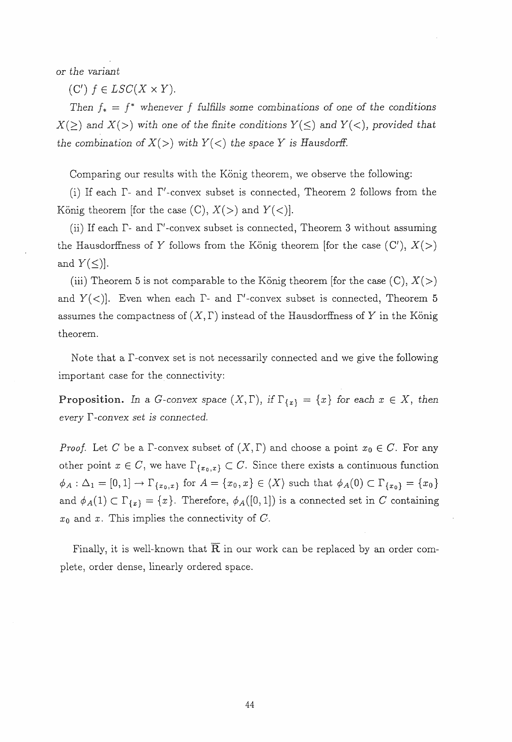*or the variant*

(C′) $f \in LSC(X \times Y)$.

*Then $f_* = f^*$ whenever $f$ fulfills some combinations of one of the conditions $X(\geq)$ and $X(>)$ with one of the finite conditions $Y(\leq)$ and $Y(<)$, provided that the combination of $X(>)$ with $Y(<)$ the space $Y$ is Hausdorff.*

Comparing our results with the König theorem, we observe the following:

(i) If each $\Gamma$- and $\Gamma'$-convex subset is connected, Theorem 2 follows from the König theorem [for the case (C), $X(>)$ and $Y(<)$].

(ii) If each $\Gamma$- and $\Gamma'$-convex subset is connected, Theorem 3 without assuming the Hausdorffness of $Y$ follows from the König theorem [for the case (C′), $X(>)$ and $Y(\leq)$].

(iii) Theorem 5 is not comparable to the König theorem [for the case (C), $X(>)$ and $Y(<)$]. Even when each $\Gamma$- and $\Gamma'$-convex subset is connected, Theorem 5 assumes the compactness of $(X, \Gamma)$ instead of the Hausdorffness of $Y$ in the König theorem.

Note that a $\Gamma$-convex set is not necessarily connected and we give the following important case for the connectivity:

**Proposition.** *In a G-convex space $(X, \Gamma)$, if $\Gamma_{\{x\}} = \{x\}$ for each $x \in X$, then every $\Gamma$-convex set is connected.*

*Proof.* Let $C$ be a $\Gamma$-convex subset of $(X, \Gamma)$ and choose a point $x_0 \in C$. For any other point $x \in C$, we have $\Gamma_{\{x_0, x\}} \subset C$. Since there exists a continuous function $\phi_A : \Delta_1 = [0,1] \to \Gamma_{\{x_0, x\}}$ for $A = \{x_0, x\} \in \langle X \rangle$ such that $\phi_A(0) \subset \Gamma_{\{x_0\}} = \{x_0\}$ and $\phi_A(1) \subset \Gamma_{\{x\}} = \{x\}$. Therefore, $\phi_A([0,1])$ is a connected set in $C$ containing $x_0$ and $x$. This implies the connectivity of $C$.

Finally, it is well-known that $\overline{\mathbf{R}}$ in our work can be replaced by an order complete, order dense, linearly ordered space.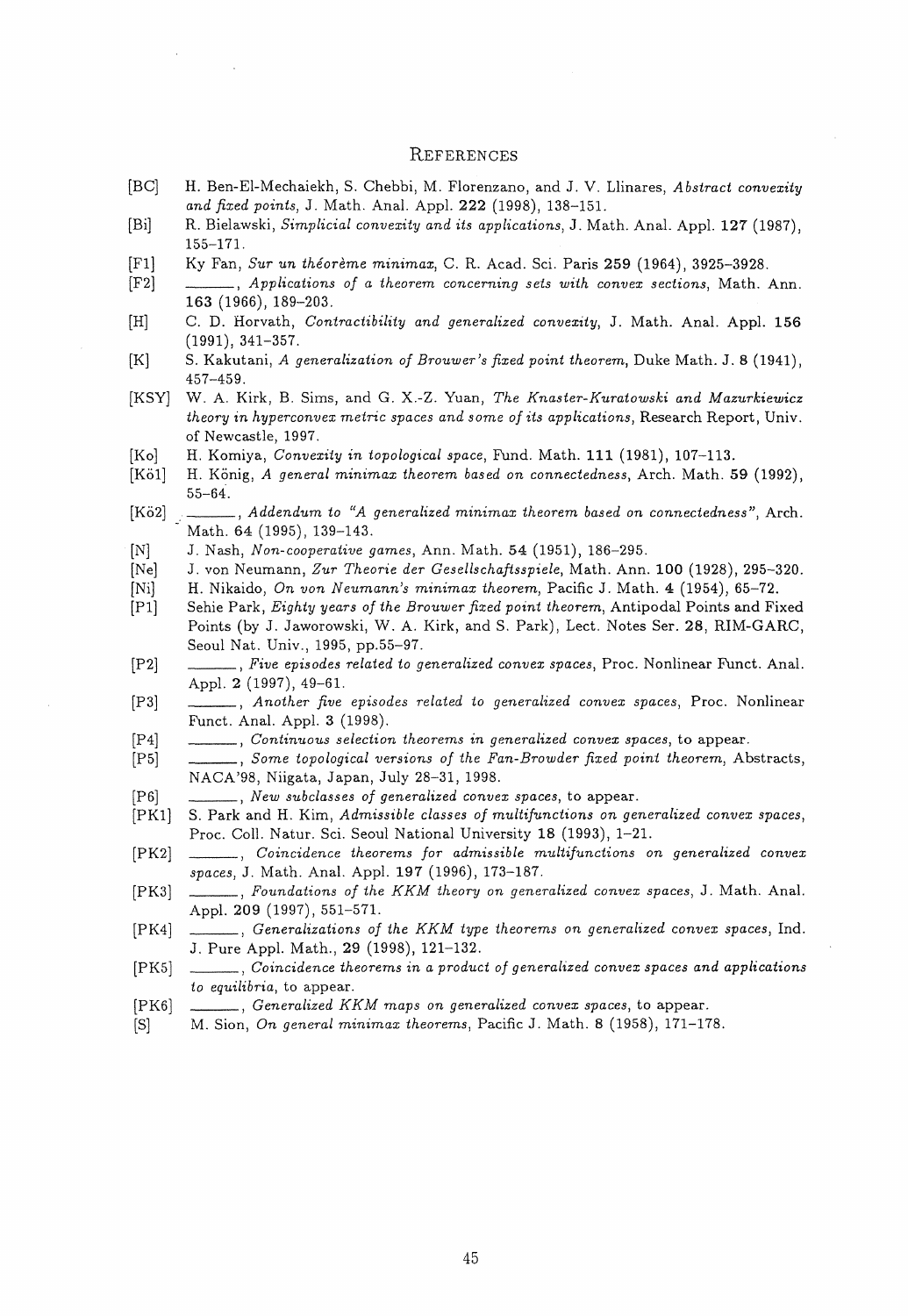## REFERENCES

[BC] H. Ben-El-Mechaiekh, S. Chebbi, M. Florenzano, and J. V. Llinares, *Abstract convexity and fixed points*, J. Math. Anal. Appl. **222** (1998), 138–151.

[Bi] R. Bielawski, *Simplicial convexity and its applications*, J. Math. Anal. Appl. **127** (1987), 155–171.

[F1] Ky Fan, *Sur un théorème minimax*, C. R. Acad. Sci. Paris **259** (1964), 3925–3928.

[F2] ______, *Applications of a theorem concerning sets with convex sections*, Math. Ann. **163** (1966), 189–203.

[H] C. D. Horvath, *Contractibility and generalized convexity*, J. Math. Anal. Appl. **156** (1991), 341–357.

[K] S. Kakutani, *A generalization of Brouwer's fixed point theorem*, Duke Math. J. **8** (1941), 457–459.

[KSY] W. A. Kirk, B. Sims, and G. X.-Z. Yuan, *The Knaster-Kuratowski and Mazurkiewicz theory in hyperconvex metric spaces and some of its applications*, Research Report, Univ. of Newcastle, 1997.

[Ko] H. Komiya, *Convexity in topological space*, Fund. Math. **111** (1981), 107–113.

[Kö1] H. König, *A general minimax theorem based on connectedness*, Arch. Math. **59** (1992), 55–64.

[Kö2] ______, *Addendum to "A generalized minimax theorem based on connectedness"*, Arch. Math. **64** (1995), 139–143.

[N] J. Nash, *Non-cooperative games*, Ann. Math. **54** (1951), 186–295.

[Ne] J. von Neumann, *Zur Theorie der Gesellschaftsspiele*, Math. Ann. **100** (1928), 295–320.

[Ni] H. Nikaido, *On von Neumann's minimax theorem*, Pacific J. Math. **4** (1954), 65–72.

[P1] Sehie Park, *Eighty years of the Brouwer fixed point theorem*, Antipodal Points and Fixed Points (by J. Jaworowski, W. A. Kirk, and S. Park), Lect. Notes Ser. **28**, RIM-GARC, Seoul Nat. Univ., 1995, pp.55–97.

[P2] ______, *Five episodes related to generalized convex spaces*, Proc. Nonlinear Funct. Anal. Appl. **2** (1997), 49–61.

[P3] ______, *Another five episodes related to generalized convex spaces*, Proc. Nonlinear Funct. Anal. Appl. **3** (1998).

[P4] ______, *Continuous selection theorems in generalized convex spaces*, to appear.

[P5] ______, *Some topological versions of the Fan-Browder fixed point theorem*, Abstracts, NACA'98, Niigata, Japan, July 28–31, 1998.

[P6] ______, *New subclasses of generalized convex spaces*, to appear.

[PK1] S. Park and H. Kim, *Admissible classes of multifunctions on generalized convex spaces*, Proc. Coll. Natur. Sci. Seoul National University **18** (1993), 1–21.

[PK2] ______, *Coincidence theorems for admissible multifunctions on generalized convex spaces*, J. Math. Anal. Appl. **197** (1996), 173–187.

[PK3] ______, *Foundations of the KKM theory on generalized convex spaces*, J. Math. Anal. Appl. **209** (1997), 551–571.

[PK4] ______, *Generalizations of the KKM type theorems on generalized convex spaces*, Ind. J. Pure Appl. Math., **29** (1998), 121–132.

[PK5] ______, *Coincidence theorems in a product of generalized convex spaces and applications to equilibria*, to appear.

[PK6] ______, *Generalized KKM maps on generalized convex spaces*, to appear.

[S] M. Sion, *On general minimax theorems*, Pacific J. Math. **8** (1958), 171–178.